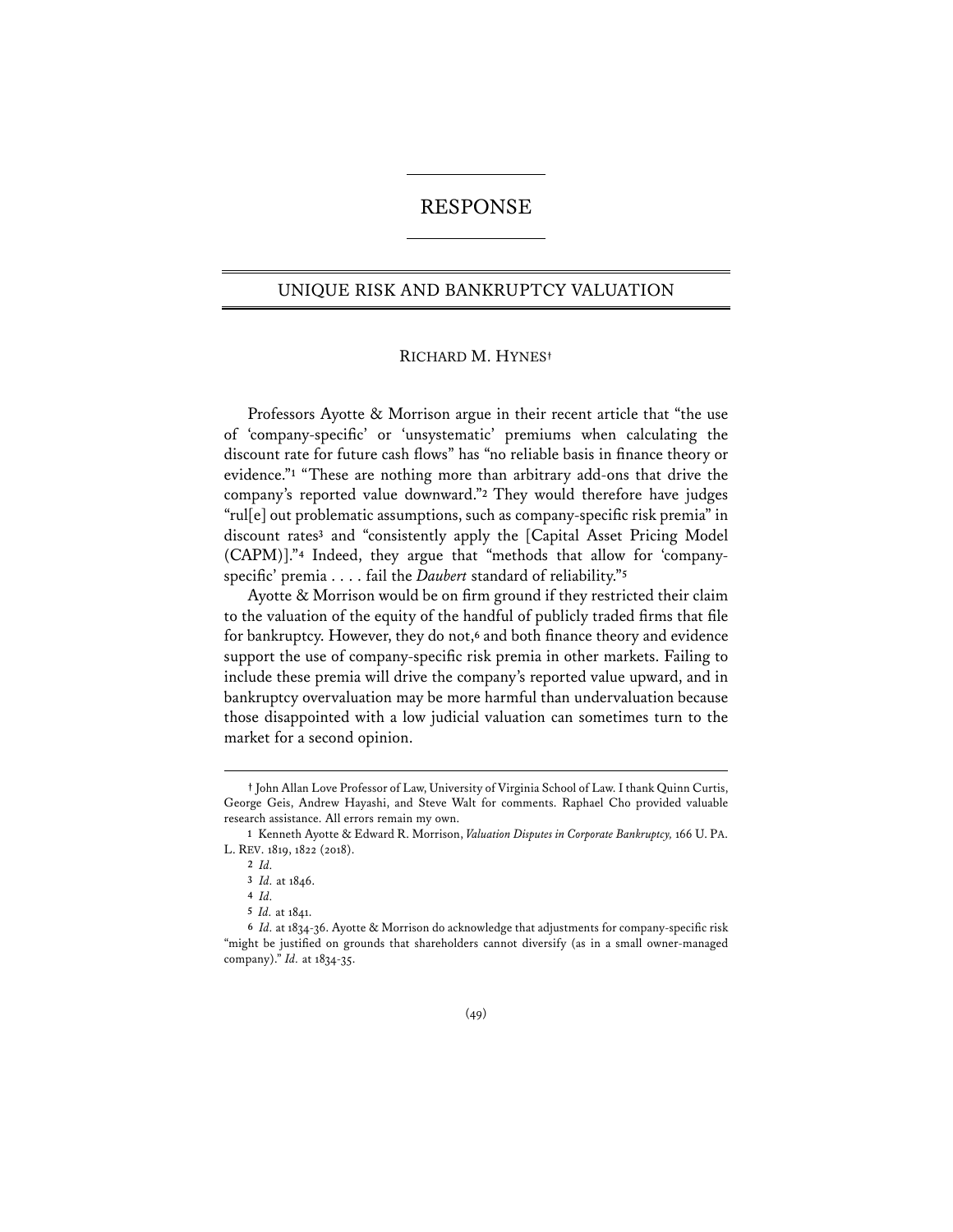# RESPONSE

## UNIQUE RISK AND BANKRUPTCY VALUATION

RICHARD M. HYNES†

Professors Ayotte & Morrison argue in their recent article that "the use of 'company-specific' or 'unsystematic' premiums when calculating the discount rate for future cash flows" has "no reliable basis in finance theory or evidence."[1] "These are nothing more than arbitrary add-ons that drive the company's reported value downward."[2] They would therefore have judges "rul[e] out problematic assumptions, such as company-specific risk premia" in discount rates[3] and "consistently apply the [Capital Asset Pricing Model (CAPM)]."[4] Indeed, they argue that "methods that allow for 'company-specific' premia . . . . fail the *Daubert* standard of reliability."[5]

Ayotte & Morrison would be on firm ground if they restricted their claim to the valuation of the equity of the handful of publicly traded firms that file for bankruptcy. However, they do not,[6] and both finance theory and evidence support the use of company-specific risk premia in other markets. Failing to include these premia will drive the company's reported value upward, and in bankruptcy overvaluation may be more harmful than undervaluation because those disappointed with a low judicial valuation can sometimes turn to the market for a second opinion.

---

† John Allan Love Professor of Law, University of Virginia School of Law. I thank Quinn Curtis, George Geis, Andrew Hayashi, and Steve Walt for comments. Raphael Cho provided valuable research assistance. All errors remain my own.

1 Kenneth Ayotte & Edward R. Morrison, *Valuation Disputes in Corporate Bankruptcy*, 166 U. PA. L. REV. 1819, 1822 (2018).

2 *Id.*

3 *Id.* at 1846.

4 *Id.*

5 *Id.* at 1841.

6 *Id.* at 1834-36. Ayotte & Morrison do acknowledge that adjustments for company-specific risk "might be justified on grounds that shareholders cannot diversify (as in a small owner-managed company)." *Id.* at 1834-35.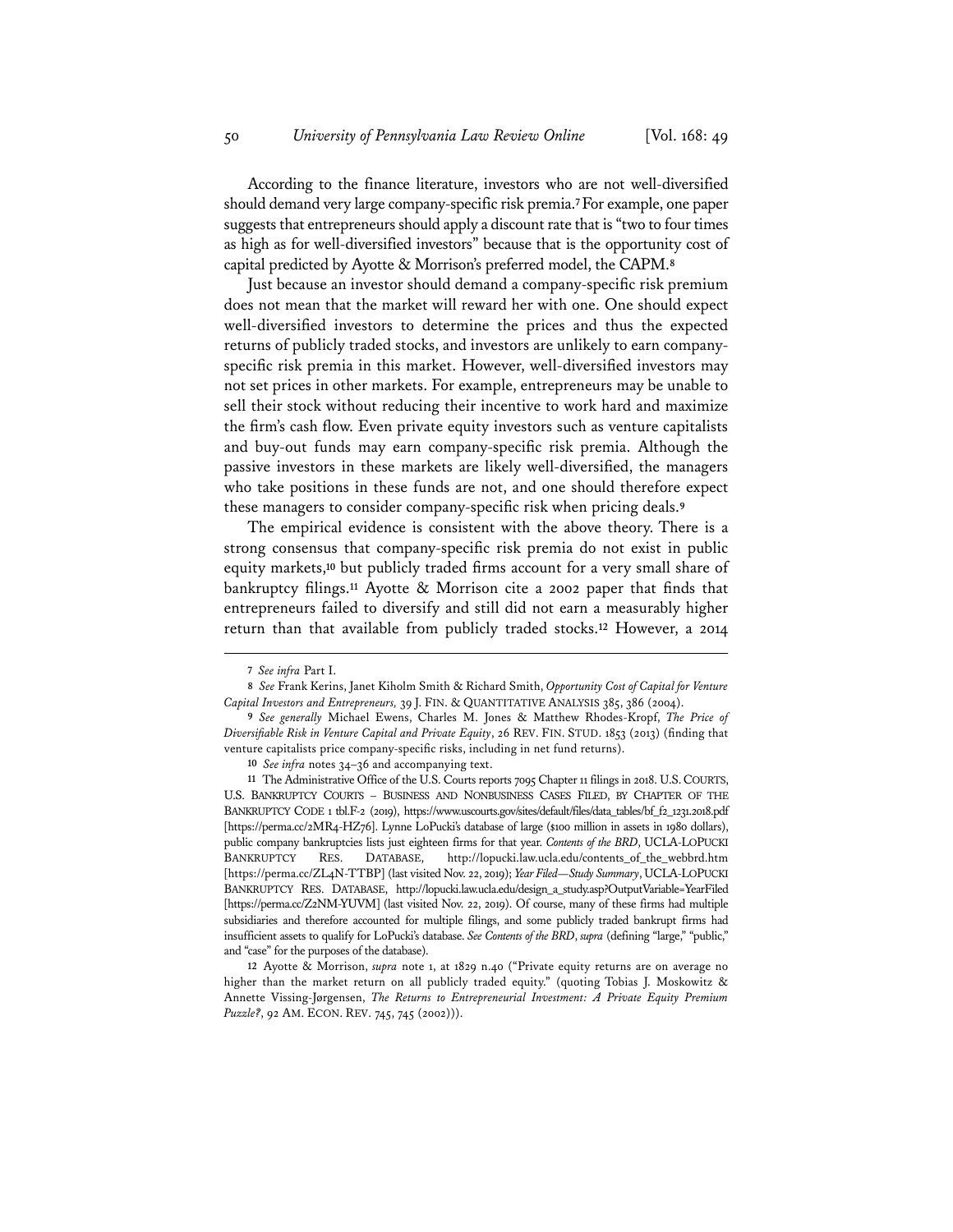According to the finance literature, investors who are not well-diversified should demand very large company-specific risk premia.[7] For example, one paper suggests that entrepreneurs should apply a discount rate that is "two to four times as high as for well-diversified investors" because that is the opportunity cost of capital predicted by Ayotte & Morrison's preferred model, the CAPM.[8]

Just because an investor should demand a company-specific risk premium does not mean that the market will reward her with one. One should expect well-diversified investors to determine the prices and thus the expected returns of publicly traded stocks, and investors are unlikely to earn company-specific risk premia in this market. However, well-diversified investors may not set prices in other markets. For example, entrepreneurs may be unable to sell their stock without reducing their incentive to work hard and maximize the firm's cash flow. Even private equity investors such as venture capitalists and buy-out funds may earn company-specific risk premia. Although the passive investors in these markets are likely well-diversified, the managers who take positions in these funds are not, and one should therefore expect these managers to consider company-specific risk when pricing deals.[9]

The empirical evidence is consistent with the above theory. There is a strong consensus that company-specific risk premia do not exist in public equity markets,[10] but publicly traded firms account for a very small share of bankruptcy filings.[11] Ayotte & Morrison cite a 2002 paper that finds that entrepreneurs failed to diversify and still did not earn a measurably higher return than that available from publicly traded stocks.[12] However, a 2014

---

[7] *See infra* Part I.

[8] *See* Frank Kerins, Janet Kiholm Smith & Richard Smith, *Opportunity Cost of Capital for Venture Capital Investors and Entrepreneurs,* 39 J. FIN. & QUANTITATIVE ANALYSIS 385, 386 (2004).

[9] *See generally* Michael Ewens, Charles M. Jones & Matthew Rhodes-Kropf, *The Price of Diversifiable Risk in Venture Capital and Private Equity*, 26 REV. FIN. STUD. 1853 (2013) (finding that venture capitalists price company-specific risks, including in net fund returns).

[10] *See infra* notes 34–36 and accompanying text.

[11] The Administrative Office of the U.S. Courts reports 7095 Chapter 11 filings in 2018. U.S. COURTS, U.S. BANKRUPTCY COURTS – BUSINESS AND NONBUSINESS CASES FILED, BY CHAPTER OF THE BANKRUPTCY CODE 1 tbl.F-2 (2019), https://www.uscourts.gov/sites/default/files/data_tables/bf_f2_1231.2018.pdf [https://perma.cc/2MR4-HZ76]. Lynne LoPucki's database of large ($100 million in assets in 1980 dollars), public company bankruptcies lists just eighteen firms for that year. *Contents of the BRD*, UCLA-LOPUCKI BANKRUPTCY RES. DATABASE, http://lopucki.law.ucla.edu/contents_of_the_webbrd.htm [https://perma.cc/ZL4N-TTBP] (last visited Nov. 22, 2019); *Year Filed—Study Summary*, UCLA-LOPUCKI BANKRUPTCY RES. DATABASE, http://lopucki.law.ucla.edu/design_a_study.asp?OutputVariable=YearFiled [https://perma.cc/Z2NM-YUVM] (last visited Nov. 22, 2019). Of course, many of these firms had multiple subsidiaries and therefore accounted for multiple filings, and some publicly traded bankrupt firms had insufficient assets to qualify for LoPucki's database. *See Contents of the BRD*, *supra* (defining "large," "public," and "case" for the purposes of the database).

[12] Ayotte & Morrison, *supra* note 1, at 1829 n.40 ("Private equity returns are on average no higher than the market return on all publicly traded equity." (quoting Tobias J. Moskowitz & Annette Vissing-Jørgensen, *The Returns to Entrepreneurial Investment: A Private Equity Premium Puzzle?*, 92 AM. ECON. REV. 745, 745 (2002))).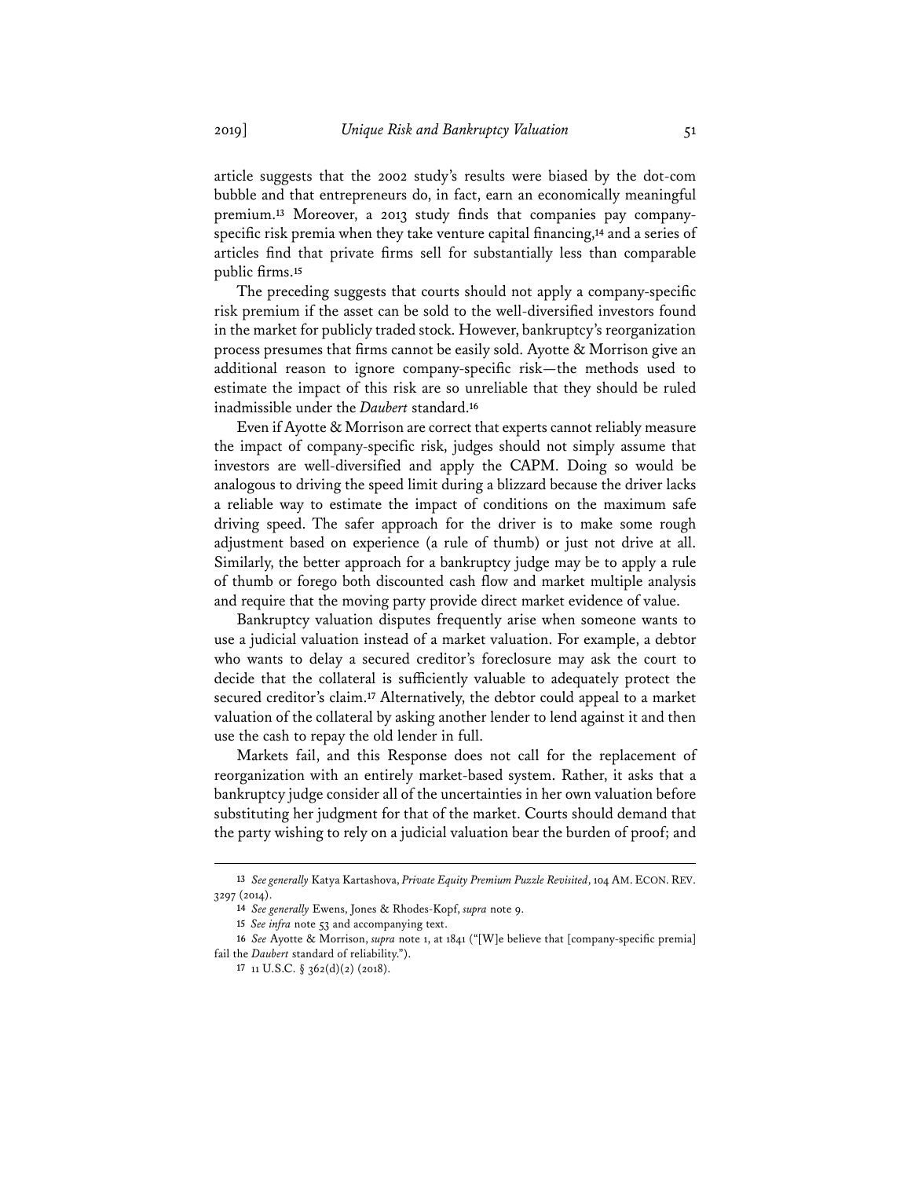article suggests that the 2002 study's results were biased by the dot-com bubble and that entrepreneurs do, in fact, earn an economically meaningful premium.[13] Moreover, a 2013 study finds that companies pay company-specific risk premia when they take venture capital financing,[14] and a series of articles find that private firms sell for substantially less than comparable public firms.[15]

The preceding suggests that courts should not apply a company-specific risk premium if the asset can be sold to the well-diversified investors found in the market for publicly traded stock. However, bankruptcy's reorganization process presumes that firms cannot be easily sold. Ayotte & Morrison give an additional reason to ignore company-specific risk—the methods used to estimate the impact of this risk are so unreliable that they should be ruled inadmissible under the *Daubert* standard.[16]

Even if Ayotte & Morrison are correct that experts cannot reliably measure the impact of company-specific risk, judges should not simply assume that investors are well-diversified and apply the CAPM. Doing so would be analogous to driving the speed limit during a blizzard because the driver lacks a reliable way to estimate the impact of conditions on the maximum safe driving speed. The safer approach for the driver is to make some rough adjustment based on experience (a rule of thumb) or just not drive at all. Similarly, the better approach for a bankruptcy judge may be to apply a rule of thumb or forego both discounted cash flow and market multiple analysis and require that the moving party provide direct market evidence of value.

Bankruptcy valuation disputes frequently arise when someone wants to use a judicial valuation instead of a market valuation. For example, a debtor who wants to delay a secured creditor's foreclosure may ask the court to decide that the collateral is sufficiently valuable to adequately protect the secured creditor's claim.[17] Alternatively, the debtor could appeal to a market valuation of the collateral by asking another lender to lend against it and then use the cash to repay the old lender in full.

Markets fail, and this Response does not call for the replacement of reorganization with an entirely market-based system. Rather, it asks that a bankruptcy judge consider all of the uncertainties in her own valuation before substituting her judgment for that of the market. Courts should demand that the party wishing to rely on a judicial valuation bear the burden of proof; and

---

13 *See generally* Katya Kartashova, *Private Equity Premium Puzzle Revisited*, 104 AM. ECON. REV. 3297 (2014).

14 *See generally* Ewens, Jones & Rhodes-Kopf, *supra* note 9.

15 *See infra* note 53 and accompanying text.

16 *See* Ayotte & Morrison, *supra* note 1, at 1841 ("[W]e believe that [company-specific premia] fail the *Daubert* standard of reliability.").

17 11 U.S.C. § 362(d)(2) (2018).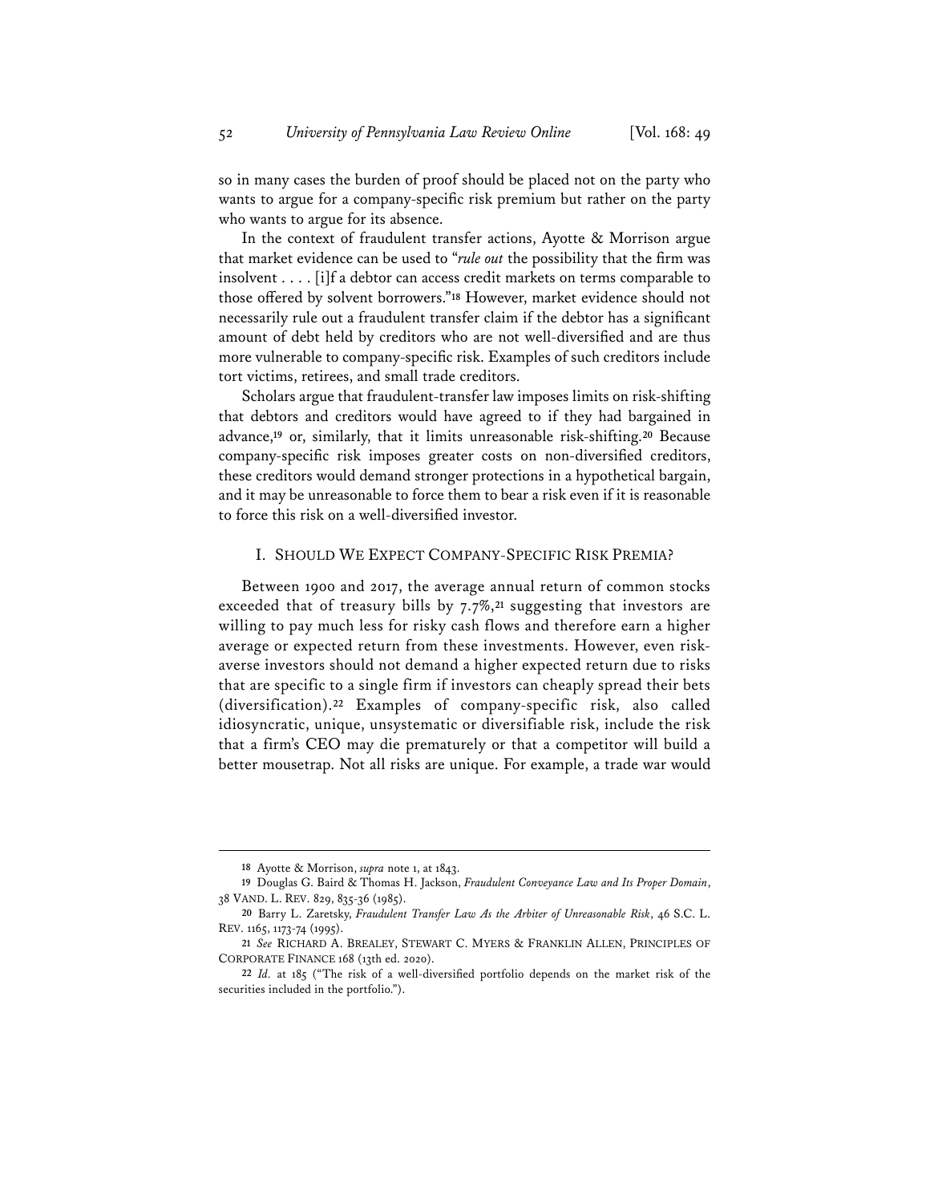so in many cases the burden of proof should be placed not on the party who wants to argue for a company-specific risk premium but rather on the party who wants to argue for its absence.

In the context of fraudulent transfer actions, Ayotte & Morrison argue that market evidence can be used to "*rule out* the possibility that the firm was insolvent . . . . [i]f a debtor can access credit markets on terms comparable to those offered by solvent borrowers."[18] However, market evidence should not necessarily rule out a fraudulent transfer claim if the debtor has a significant amount of debt held by creditors who are not well-diversified and are thus more vulnerable to company-specific risk. Examples of such creditors include tort victims, retirees, and small trade creditors.

Scholars argue that fraudulent-transfer law imposes limits on risk-shifting that debtors and creditors would have agreed to if they had bargained in advance,[19] or, similarly, that it limits unreasonable risk-shifting.[20] Because company-specific risk imposes greater costs on non-diversified creditors, these creditors would demand stronger protections in a hypothetical bargain, and it may be unreasonable to force them to bear a risk even if it is reasonable to force this risk on a well-diversified investor.

## I. SHOULD WE EXPECT COMPANY-SPECIFIC RISK PREMIA?

Between 1900 and 2017, the average annual return of common stocks exceeded that of treasury bills by 7.7%,[21] suggesting that investors are willing to pay much less for risky cash flows and therefore earn a higher average or expected return from these investments. However, even risk-averse investors should not demand a higher expected return due to risks that are specific to a single firm if investors can cheaply spread their bets (diversification).[22] Examples of company-specific risk, also called idiosyncratic, unique, unsystematic or diversifiable risk, include the risk that a firm's CEO may die prematurely or that a competitor will build a better mousetrap. Not all risks are unique. For example, a trade war would

---

18 Ayotte & Morrison, *supra* note 1, at 1843.

19 Douglas G. Baird & Thomas H. Jackson, *Fraudulent Conveyance Law and Its Proper Domain*, 38 VAND. L. REV. 829, 835-36 (1985).

20 Barry L. Zaretsky, *Fraudulent Transfer Law As the Arbiter of Unreasonable Risk*, 46 S.C. L. REV. 1165, 1173-74 (1995).

21 *See* RICHARD A. BREALEY, STEWART C. MYERS & FRANKLIN ALLEN, PRINCIPLES OF CORPORATE FINANCE 168 (13th ed. 2020).

22 *Id.* at 185 ("The risk of a well-diversified portfolio depends on the market risk of the securities included in the portfolio.").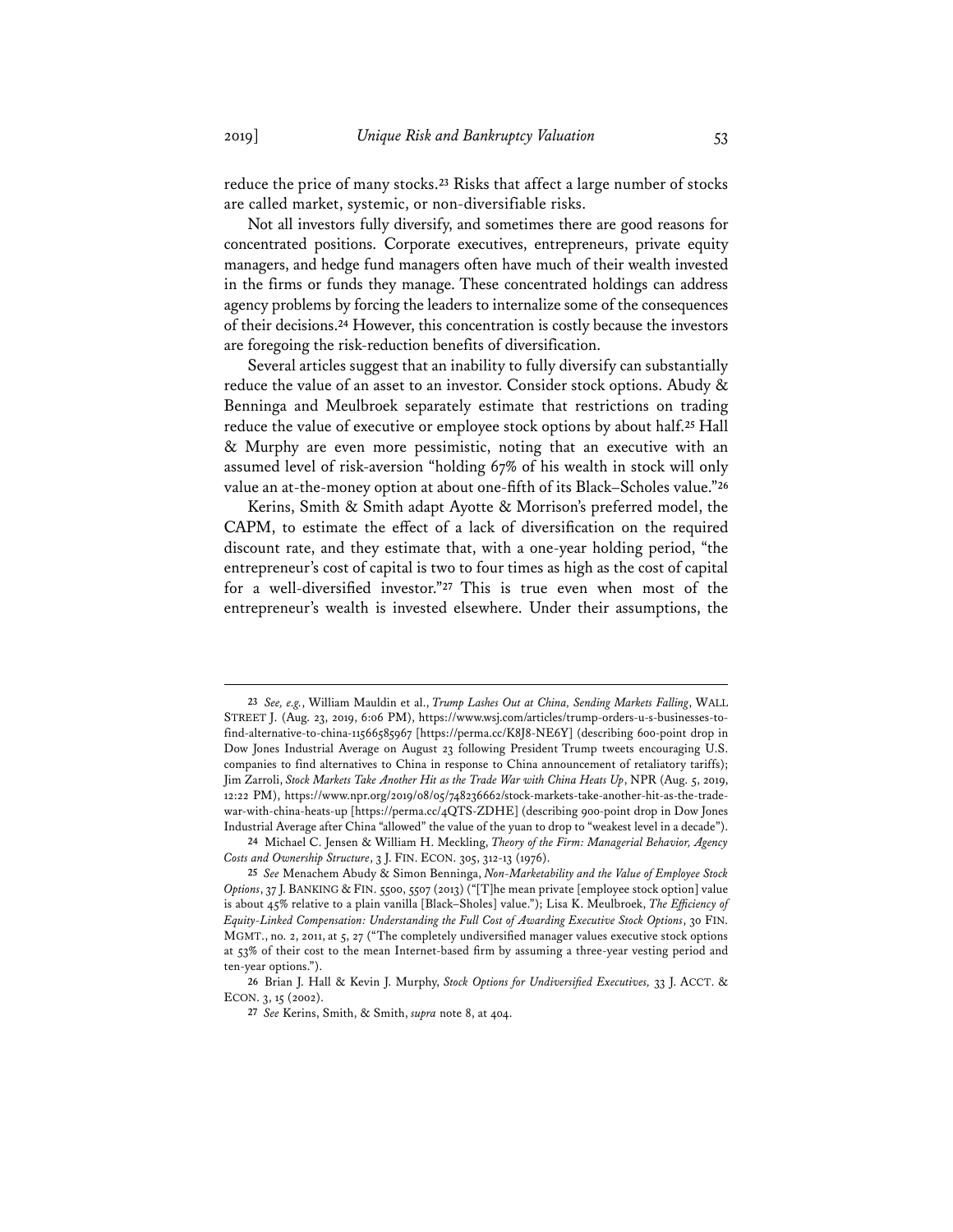reduce the price of many stocks.[23] Risks that affect a large number of stocks are called market, systemic, or non-diversifiable risks.

Not all investors fully diversify, and sometimes there are good reasons for concentrated positions. Corporate executives, entrepreneurs, private equity managers, and hedge fund managers often have much of their wealth invested in the firms or funds they manage. These concentrated holdings can address agency problems by forcing the leaders to internalize some of the consequences of their decisions.[24] However, this concentration is costly because the investors are foregoing the risk-reduction benefits of diversification.

Several articles suggest that an inability to fully diversify can substantially reduce the value of an asset to an investor. Consider stock options. Abudy & Benninga and Meulbroek separately estimate that restrictions on trading reduce the value of executive or employee stock options by about half.[25] Hall & Murphy are even more pessimistic, noting that an executive with an assumed level of risk-aversion "holding 67% of his wealth in stock will only value an at-the-money option at about one-fifth of its Black–Scholes value."[26]

Kerins, Smith & Smith adapt Ayotte & Morrison's preferred model, the CAPM, to estimate the effect of a lack of diversification on the required discount rate, and they estimate that, with a one-year holding period, "the entrepreneur's cost of capital is two to four times as high as the cost of capital for a well-diversified investor."[27] This is true even when most of the entrepreneur's wealth is invested elsewhere. Under their assumptions, the

---

23 *See, e.g.*, William Mauldin et al., *Trump Lashes Out at China, Sending Markets Falling*, WALL STREET J. (Aug. 23, 2019, 6:06 PM), https://www.wsj.com/articles/trump-orders-u-s-businesses-to-find-alternative-to-china-11566585967 [https://perma.cc/K8J8-NE6Y] (describing 600-point drop in Dow Jones Industrial Average on August 23 following President Trump tweets encouraging U.S. companies to find alternatives to China in response to China announcement of retaliatory tariffs); Jim Zarroli, *Stock Markets Take Another Hit as the Trade War with China Heats Up*, NPR (Aug. 5, 2019, 12:22 PM), https://www.npr.org/2019/08/05/748236662/stock-markets-take-another-hit-as-the-trade-war-with-china-heats-up [https://perma.cc/4QTS-ZDHE] (describing 900-point drop in Dow Jones Industrial Average after China "allowed" the value of the yuan to drop to "weakest level in a decade").

24 Michael C. Jensen & William H. Meckling, *Theory of the Firm: Managerial Behavior, Agency Costs and Ownership Structure*, 3 J. FIN. ECON. 305, 312-13 (1976).

25 *See* Menachem Abudy & Simon Benninga, *Non-Marketability and the Value of Employee Stock Options*, 37 J. BANKING & FIN. 5500, 5507 (2013) ("[T]he mean private [employee stock option] value is about 45% relative to a plain vanilla [Black–Sholes] value."); Lisa K. Meulbroek, *The Efficiency of Equity-Linked Compensation: Understanding the Full Cost of Awarding Executive Stock Options*, 30 FIN. MGMT., no. 2, 2011, at 5, 27 ("The completely undiversified manager values executive stock options at 53% of their cost to the mean Internet-based firm by assuming a three-year vesting period and ten-year options.").

26 Brian J. Hall & Kevin J. Murphy, *Stock Options for Undiversified Executives,* 33 J. ACCT. & ECON. 3, 15 (2002).

27 *See* Kerins, Smith, & Smith, *supra* note 8, at 404.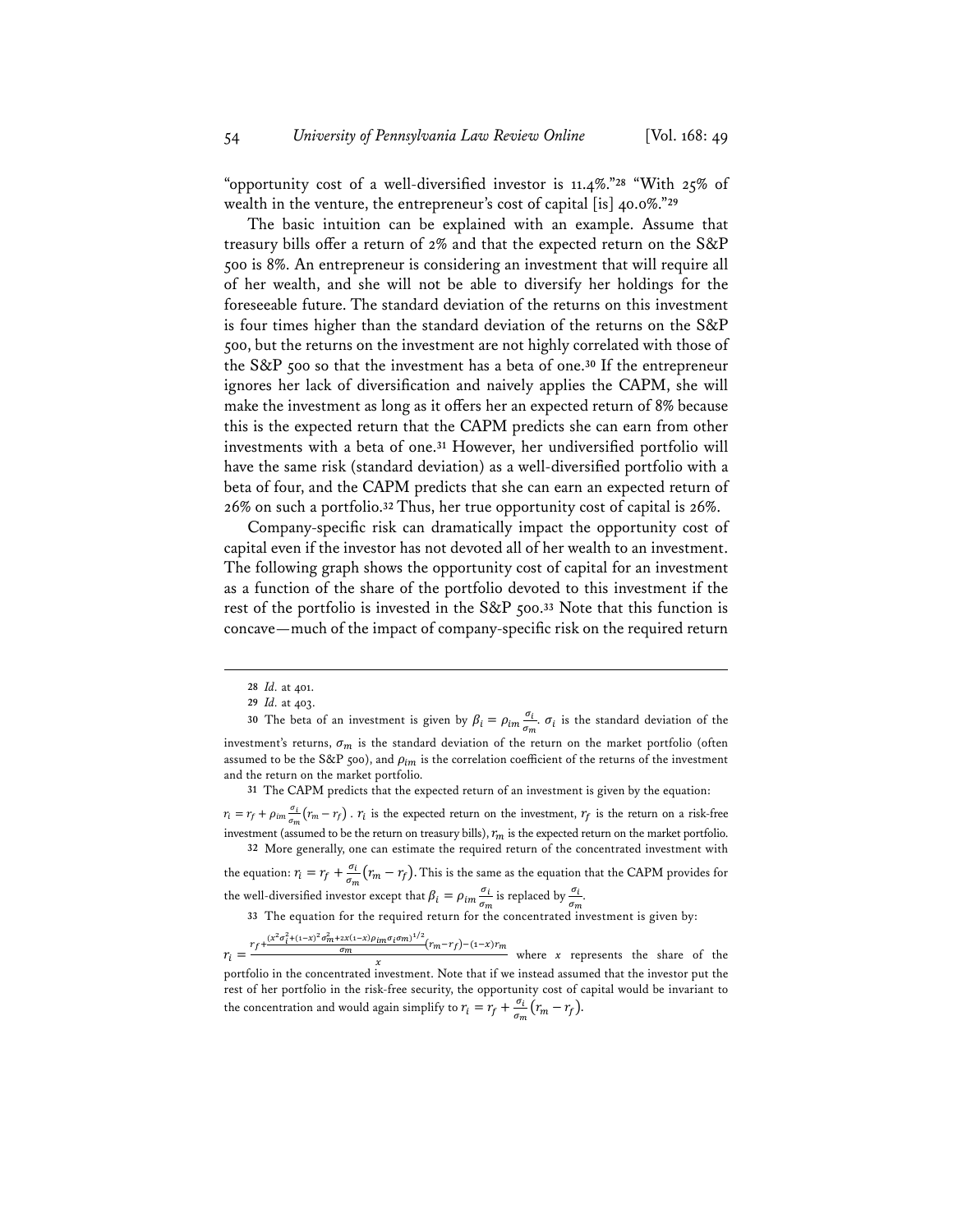"opportunity cost of a well-diversified investor is 11.4%."[28] "With 25% of wealth in the venture, the entrepreneur's cost of capital [is] 40.0%."[29]

The basic intuition can be explained with an example. Assume that treasury bills offer a return of 2% and that the expected return on the S&P 500 is 8%. An entrepreneur is considering an investment that will require all of her wealth, and she will not be able to diversify her holdings for the foreseeable future. The standard deviation of the returns on this investment is four times higher than the standard deviation of the returns on the S&P 500, but the returns on the investment are not highly correlated with those of the S&P 500 so that the investment has a beta of one.[30] If the entrepreneur ignores her lack of diversification and naively applies the CAPM, she will make the investment as long as it offers her an expected return of 8% because this is the expected return that the CAPM predicts she can earn from other investments with a beta of one.[31] However, her undiversified portfolio will have the same risk (standard deviation) as a well-diversified portfolio with a beta of four, and the CAPM predicts that she can earn an expected return of 26% on such a portfolio.[32] Thus, her true opportunity cost of capital is 26%.

Company-specific risk can dramatically impact the opportunity cost of capital even if the investor has not devoted all of her wealth to an investment. The following graph shows the opportunity cost of capital for an investment as a function of the share of the portfolio devoted to this investment if the rest of the portfolio is invested in the S&P 500.[33] Note that this function is concave—much of the impact of company-specific risk on the required return

---

28 *Id.* at 401.

29 *Id.* at 403.

30 The beta of an investment is given by $\beta_i = \rho_{im}\frac{\sigma_i}{\sigma_m}$. $\sigma_i$ is the standard deviation of the investment's returns, $\sigma_m$ is the standard deviation of the return on the market portfolio (often assumed to be the S&P 500), and $\rho_{im}$ is the correlation coefficient of the returns of the investment and the return on the market portfolio.

31 The CAPM predicts that the expected return of an investment is given by the equation: $r_i = r_f + \rho_{im}\frac{\sigma_i}{\sigma_m}(r_m - r_f)$. $r_i$ is the expected return on the investment, $r_f$ is the return on a risk-free investment (assumed to be the return on treasury bills), $r_m$ is the expected return on the market portfolio.

32 More generally, one can estimate the required return of the concentrated investment with the equation: $r_i = r_f + \frac{\sigma_i}{\sigma_m}(r_m - r_f)$. This is the same as the equation that the CAPM provides for the well-diversified investor except that $\beta_i = \rho_{im}\frac{\sigma_i}{\sigma_m}$ is replaced by $\frac{\sigma_i}{\sigma_m}$.

33 The equation for the required return for the concentrated investment is given by:

$r_i = \frac{r_f + \frac{(x^2\sigma_i^2 + (1-x)^2\sigma_m^2 + 2x(1-x)\rho_{im}\sigma_i\sigma_m)^{1/2}}{\sigma_m}(r_m - r_f) - (1-x)r_m}{x}$ where $x$ represents the share of the portfolio in the concentrated investment. Note that if we instead assumed that the investor put the rest of her portfolio in the risk-free security, the opportunity cost of capital would be invariant to the concentration and would again simplify to $r_i = r_f + \frac{\sigma_i}{\sigma_m}(r_m - r_f)$.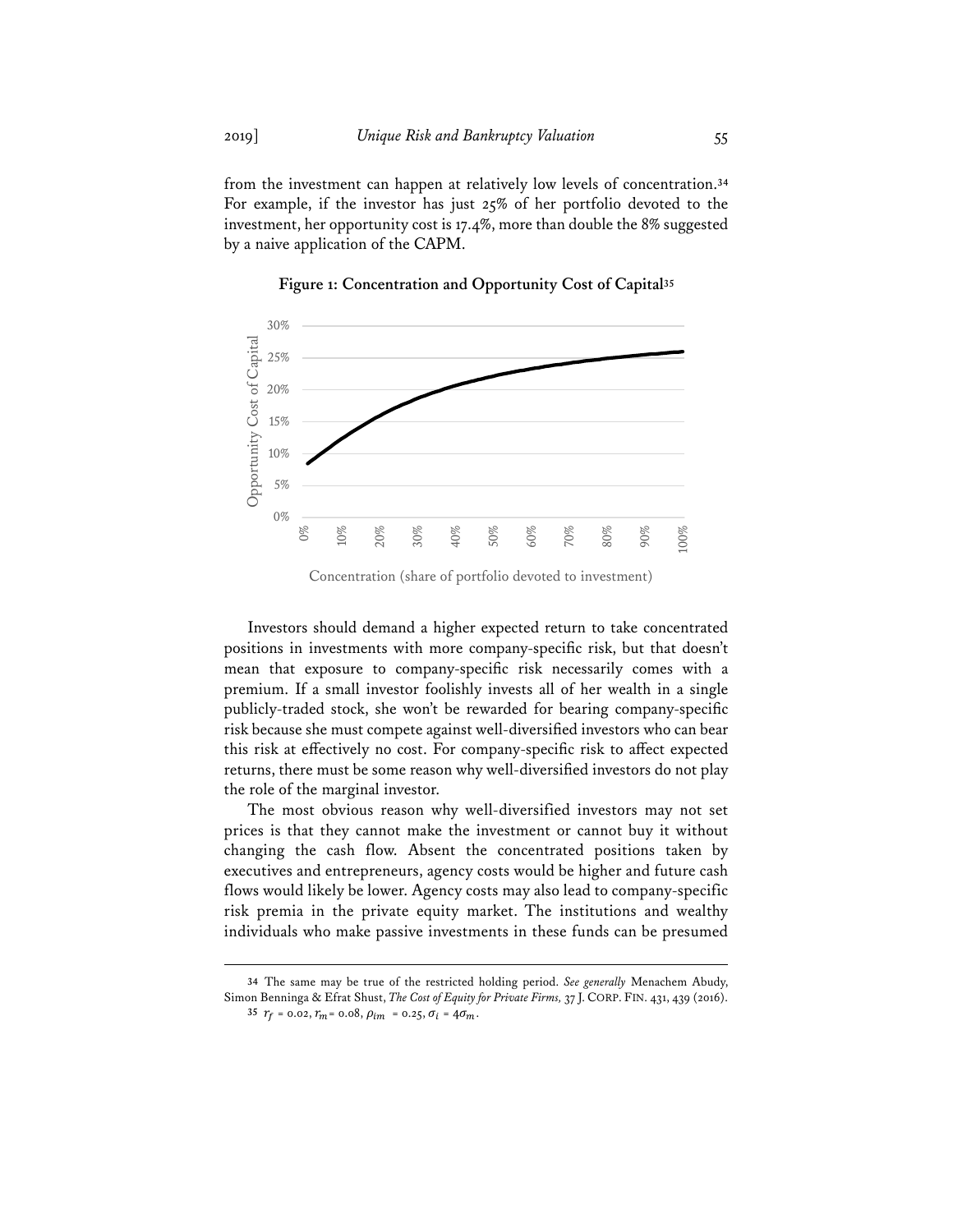from the investment can happen at relatively low levels of concentration.[34] For example, if the investor has just 25% of her portfolio devoted to the investment, her opportunity cost is 17.4%, more than double the 8% suggested by a naive application of the CAPM.

**Figure 1: Concentration and Opportunity Cost of Capital**[35]

Investors should demand a higher expected return to take concentrated positions in investments with more company-specific risk, but that doesn't mean that exposure to company-specific risk necessarily comes with a premium. If a small investor foolishly invests all of her wealth in a single publicly-traded stock, she won't be rewarded for bearing company-specific risk because she must compete against well-diversified investors who can bear this risk at effectively no cost. For company-specific risk to affect expected returns, there must be some reason why well-diversified investors do not play the role of the marginal investor.

The most obvious reason why well-diversified investors may not set prices is that they cannot make the investment or cannot buy it without changing the cash flow. Absent the concentrated positions taken by executives and entrepreneurs, agency costs would be higher and future cash flows would likely be lower. Agency costs may also lead to company-specific risk premia in the private equity market. The institutions and wealthy individuals who make passive investments in these funds can be presumed

---

[34] The same may be true of the restricted holding period. *See generally* Menachem Abudy, Simon Benninga & Efrat Shust, *The Cost of Equity for Private Firms,* 37 J. CORP. FIN. 431, 439 (2016).

[35] $r_f = 0.02, r_m = 0.08, \rho_{im} = 0.25, \sigma_i = 4\sigma_m$.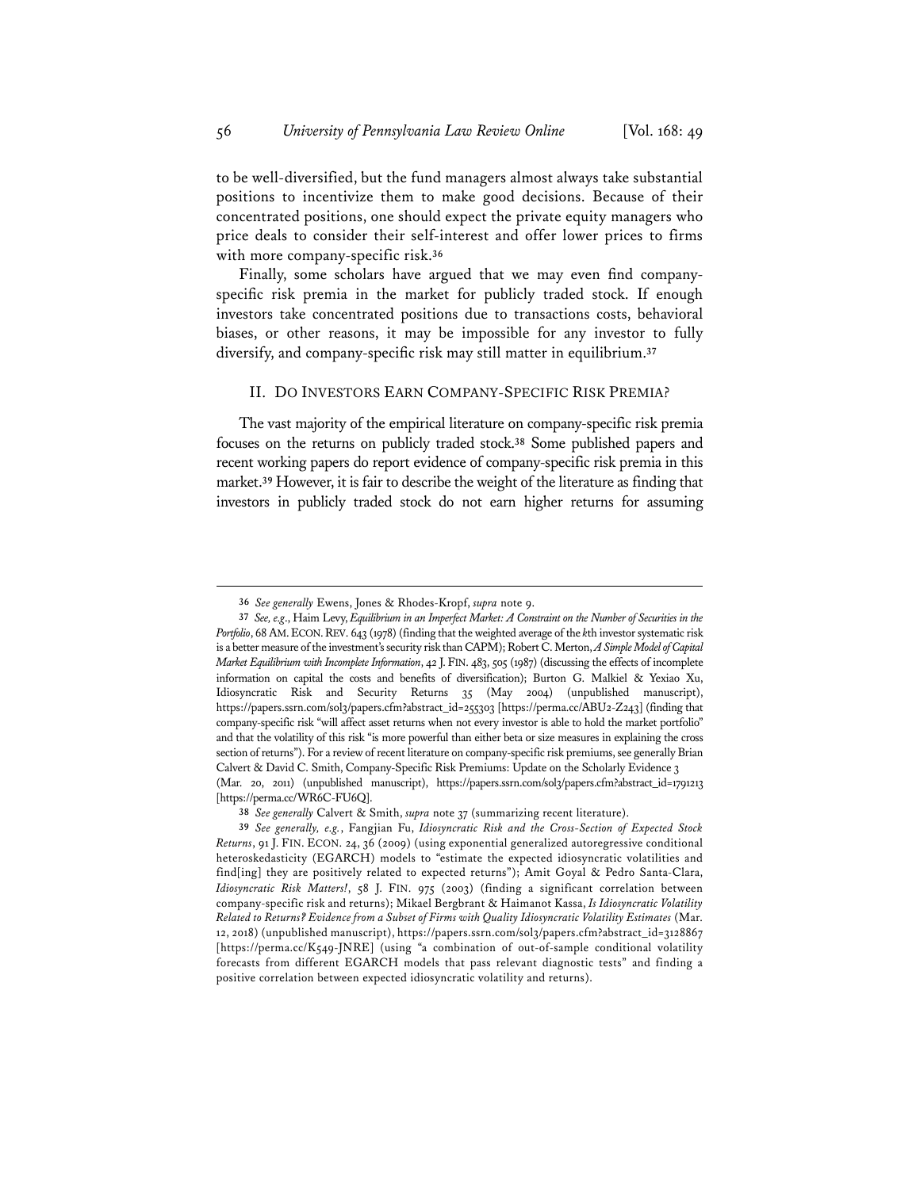to be well-diversified, but the fund managers almost always take substantial positions to incentivize them to make good decisions. Because of their concentrated positions, one should expect the private equity managers who price deals to consider their self-interest and offer lower prices to firms with more company-specific risk.[36]

Finally, some scholars have argued that we may even find company-specific risk premia in the market for publicly traded stock. If enough investors take concentrated positions due to transactions costs, behavioral biases, or other reasons, it may be impossible for any investor to fully diversify, and company-specific risk may still matter in equilibrium.[37]

## II. Do Investors Earn Company-Specific Risk Premia?

The vast majority of the empirical literature on company-specific risk premia focuses on the returns on publicly traded stock.[38] Some published papers and recent working papers do report evidence of company-specific risk premia in this market.[39] However, it is fair to describe the weight of the literature as finding that investors in publicly traded stock do not earn higher returns for assuming

---

36 *See generally* Ewens, Jones & Rhodes-Kropf, *supra* note 9.

37 *See, e.g.*, Haim Levy, *Equilibrium in an Imperfect Market: A Constraint on the Number of Securities in the Portfolio*, 68 AM. ECON. REV. 643 (1978) (finding that the weighted average of the *k*th investor systematic risk is a better measure of the investment's security risk than CAPM); Robert C. Merton, *A Simple Model of Capital Market Equilibrium with Incomplete Information*, 42 J. FIN. 483, 505 (1987) (discussing the effects of incomplete information on capital the costs and benefits of diversification); Burton G. Malkiel & Yexiao Xu, Idiosyncratic Risk and Security Returns 35 (May 2004) (unpublished manuscript), https://papers.ssrn.com/sol3/papers.cfm?abstract_id=255303 [https://perma.cc/ABU2-Z243] (finding that company-specific risk "will affect asset returns when not every investor is able to hold the market portfolio" and that the volatility of this risk "is more powerful than either beta or size measures in explaining the cross section of returns"). For a review of recent literature on company-specific risk premiums, see generally Brian Calvert & David C. Smith, Company-Specific Risk Premiums: Update on the Scholarly Evidence 3 (Mar. 20, 2011) (unpublished manuscript), https://papers.ssrn.com/sol3/papers.cfm?abstract_id=1791213 [https://perma.cc/WR6C-FU6Q].

38 *See generally* Calvert & Smith, *supra* note 37 (summarizing recent literature).

39 *See generally, e.g.*, Fangjian Fu, *Idiosyncratic Risk and the Cross-Section of Expected Stock Returns*, 91 J. FIN. ECON. 24, 36 (2009) (using exponential generalized autoregressive conditional heteroskedasticity (EGARCH) models to "estimate the expected idiosyncratic volatilities and find[ing] they are positively related to expected returns"); Amit Goyal & Pedro Santa-Clara, *Idiosyncratic Risk Matters!*, 58 J. FIN. 975 (2003) (finding a significant correlation between company-specific risk and returns); Mikael Bergbrant & Haimanot Kassa, *Is Idiosyncratic Volatility Related to Returns? Evidence from a Subset of Firms with Quality Idiosyncratic Volatility Estimates* (Mar. 12, 2018) (unpublished manuscript), https://papers.ssrn.com/sol3/papers.cfm?abstract_id=3128867 [https://perma.cc/K549-JNRE] (using "a combination of out-of-sample conditional volatility forecasts from different EGARCH models that pass relevant diagnostic tests" and finding a positive correlation between expected idiosyncratic volatility and returns).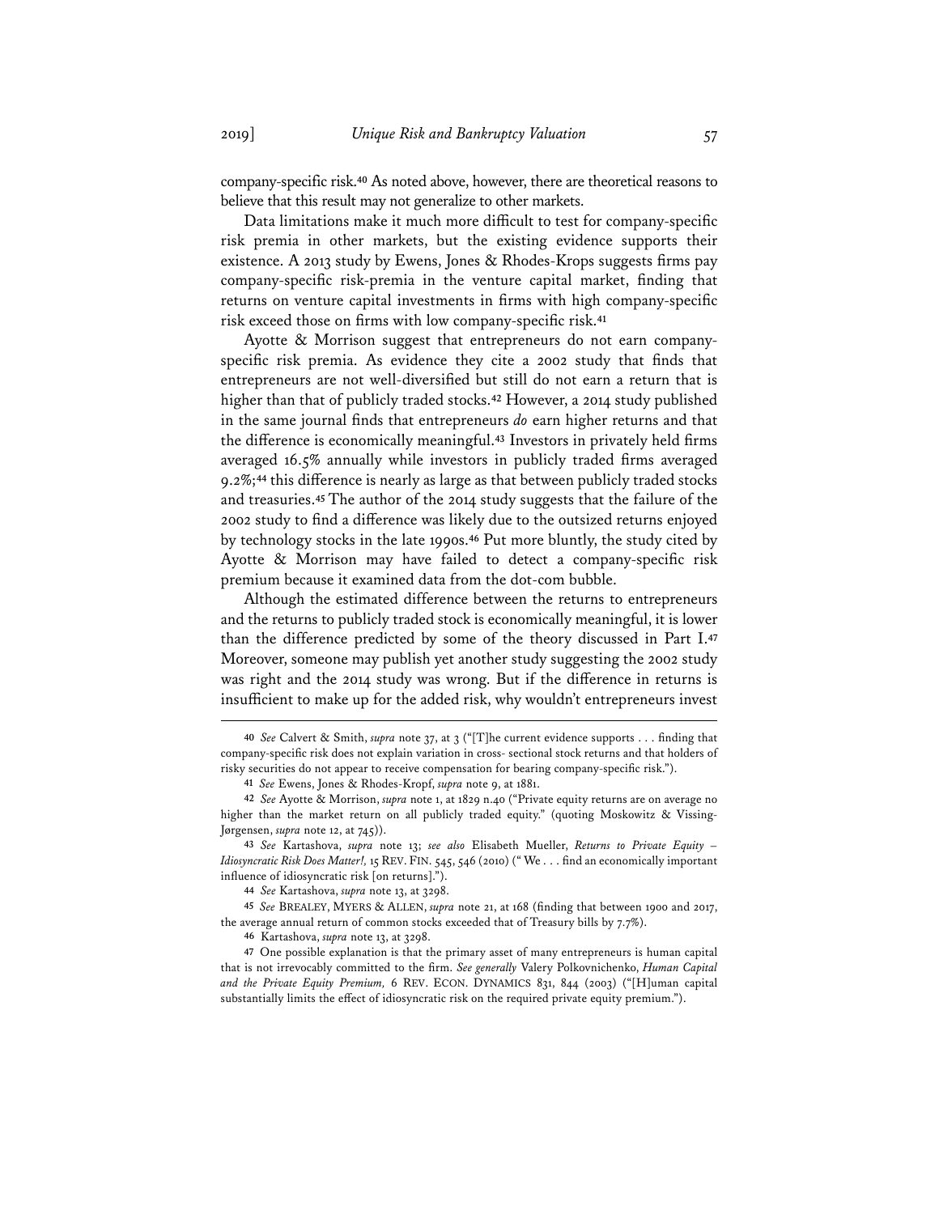company-specific risk.[40] As noted above, however, there are theoretical reasons to believe that this result may not generalize to other markets.

Data limitations make it much more difficult to test for company-specific risk premia in other markets, but the existing evidence supports their existence. A 2013 study by Ewens, Jones & Rhodes-Krops suggests firms pay company-specific risk-premia in the venture capital market, finding that returns on venture capital investments in firms with high company-specific risk exceed those on firms with low company-specific risk.[41]

Ayotte & Morrison suggest that entrepreneurs do not earn company-specific risk premia. As evidence they cite a 2002 study that finds that entrepreneurs are not well-diversified but still do not earn a return that is higher than that of publicly traded stocks.[42] However, a 2014 study published in the same journal finds that entrepreneurs *do* earn higher returns and that the difference is economically meaningful.[43] Investors in privately held firms averaged 16.5% annually while investors in publicly traded firms averaged 9.2%;[44] this difference is nearly as large as that between publicly traded stocks and treasuries.[45] The author of the 2014 study suggests that the failure of the 2002 study to find a difference was likely due to the outsized returns enjoyed by technology stocks in the late 1990s.[46] Put more bluntly, the study cited by Ayotte & Morrison may have failed to detect a company-specific risk premium because it examined data from the dot-com bubble.

Although the estimated difference between the returns to entrepreneurs and the returns to publicly traded stock is economically meaningful, it is lower than the difference predicted by some of the theory discussed in Part I.[47] Moreover, someone may publish yet another study suggesting the 2002 study was right and the 2014 study was wrong. But if the difference in returns is insufficient to make up for the added risk, why wouldn't entrepreneurs invest

---

40 *See* Calvert & Smith, *supra* note 37, at 3 ("[T]he current evidence supports . . . finding that company-specific risk does not explain variation in cross- sectional stock returns and that holders of risky securities do not appear to receive compensation for bearing company-specific risk.").

41 *See* Ewens, Jones & Rhodes-Kropf, *supra* note 9, at 1881.

42 *See* Ayotte & Morrison, *supra* note 1, at 1829 n.40 ("Private equity returns are on average no higher than the market return on all publicly traded equity." (quoting Moskowitz & Vissing-Jørgensen, *supra* note 12, at 745)).

43 *See* Kartashova, *supra* note 13; *see also* Elisabeth Mueller, *Returns to Private Equity – Idiosyncratic Risk Does Matter!,* 15 REV. FIN. 545, 546 (2010) (" We . . . find an economically important influence of idiosyncratic risk [on returns].").

44 *See* Kartashova, *supra* note 13, at 3298.

45 *See* BREALEY, MYERS & ALLEN, *supra* note 21, at 168 (finding that between 1900 and 2017, the average annual return of common stocks exceeded that of Treasury bills by 7.7%).

46 Kartashova, *supra* note 13, at 3298.

47 One possible explanation is that the primary asset of many entrepreneurs is human capital that is not irrevocably committed to the firm. *See generally* Valery Polkovnichenko, *Human Capital and the Private Equity Premium,* 6 REV. ECON. DYNAMICS 831, 844 (2003) ("[H]uman capital substantially limits the effect of idiosyncratic risk on the required private equity premium.").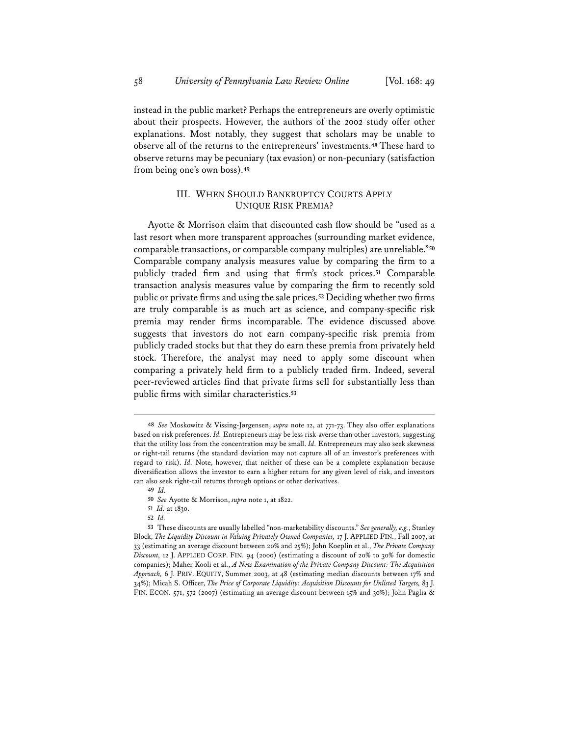instead in the public market? Perhaps the entrepreneurs are overly optimistic about their prospects. However, the authors of the 2002 study offer other explanations. Most notably, they suggest that scholars may be unable to observe all of the returns to the entrepreneurs' investments.[48] These hard to observe returns may be pecuniary (tax evasion) or non-pecuniary (satisfaction from being one's own boss).[49]

## III. When Should Bankruptcy Courts Apply Unique Risk Premia?

Ayotte & Morrison claim that discounted cash flow should be "used as a last resort when more transparent approaches (surrounding market evidence, comparable transactions, or comparable company multiples) are unreliable."[50] Comparable company analysis measures value by comparing the firm to a publicly traded firm and using that firm's stock prices.[51] Comparable transaction analysis measures value by comparing the firm to recently sold public or private firms and using the sale prices.[52] Deciding whether two firms are truly comparable is as much art as science, and company-specific risk premia may render firms incomparable. The evidence discussed above suggests that investors do not earn company-specific risk premia from publicly traded stocks but that they do earn these premia from privately held stock. Therefore, the analyst may need to apply some discount when comparing a privately held firm to a publicly traded firm. Indeed, several peer-reviewed articles find that private firms sell for substantially less than public firms with similar characteristics.[53]

---

[48] *See* Moskowitz & Vissing-Jørgensen, *supra* note 12, at 771-73. They also offer explanations based on risk preferences. *Id.* Entrepreneurs may be less risk-averse than other investors, suggesting that the utility loss from the concentration may be small. *Id.* Entrepreneurs may also seek skewness or right-tail returns (the standard deviation may not capture all of an investor's preferences with regard to risk). *Id.* Note, however, that neither of these can be a complete explanation because diversification allows the investor to earn a higher return for any given level of risk, and investors can also seek right-tail returns through options or other derivatives.

[49] *Id.*

[50] *See* Ayotte & Morrison, *supra* note 1, at 1822.

[51] *Id.* at 1830.

[52] *Id.*

[53] These discounts are usually labelled "non-marketability discounts." *See generally, e.g.*, Stanley Block, *The Liquidity Discount in Valuing Privately Owned Companies,* 17 J. APPLIED FIN., Fall 2007, at 33 (estimating an average discount between 20% and 25%); John Koeplin et al., *The Private Company Discount,* 12 J. APPLIED CORP. FIN. 94 (2000) (estimating a discount of 20% to 30% for domestic companies); Maher Kooli et al., *A New Examination of the Private Company Discount: The Acquisition Approach,* 6 J. PRIV. EQUITY, Summer 2003, at 48 (estimating median discounts between 17% and 34%); Micah S. Officer, *The Price of Corporate Liquidity: Acquisition Discounts for Unlisted Targets,* 83 J. FIN. ECON. 571, 572 (2007) (estimating an average discount between 15% and 30%); John Paglia &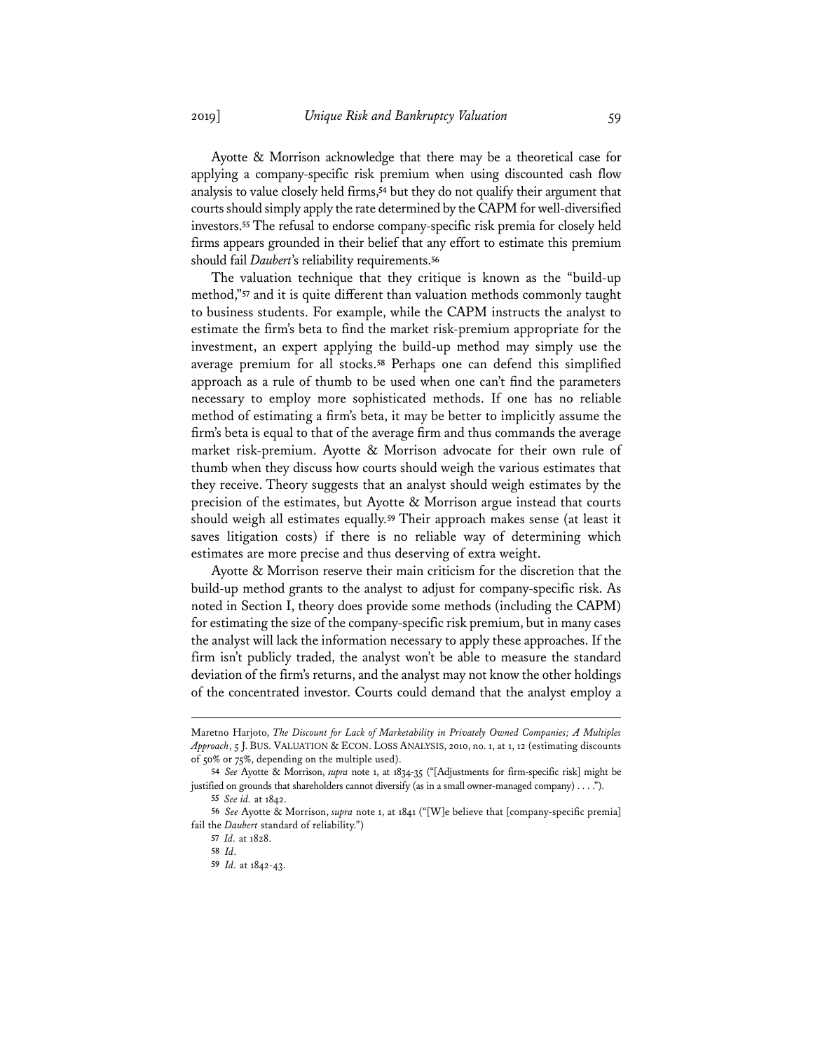Ayotte & Morrison acknowledge that there may be a theoretical case for applying a company-specific risk premium when using discounted cash flow analysis to value closely held firms,[54] but they do not qualify their argument that courts should simply apply the rate determined by the CAPM for well-diversified investors.[55] The refusal to endorse company-specific risk premia for closely held firms appears grounded in their belief that any effort to estimate this premium should fail *Daubert*'s reliability requirements.[56]

The valuation technique that they critique is known as the "build-up method,"[57] and it is quite different than valuation methods commonly taught to business students. For example, while the CAPM instructs the analyst to estimate the firm's beta to find the market risk-premium appropriate for the investment, an expert applying the build-up method may simply use the average premium for all stocks.[58] Perhaps one can defend this simplified approach as a rule of thumb to be used when one can't find the parameters necessary to employ more sophisticated methods. If one has no reliable method of estimating a firm's beta, it may be better to implicitly assume the firm's beta is equal to that of the average firm and thus commands the average market risk-premium. Ayotte & Morrison advocate for their own rule of thumb when they discuss how courts should weigh the various estimates that they receive. Theory suggests that an analyst should weigh estimates by the precision of the estimates, but Ayotte & Morrison argue instead that courts should weigh all estimates equally.[59] Their approach makes sense (at least it saves litigation costs) if there is no reliable way of determining which estimates are more precise and thus deserving of extra weight.

Ayotte & Morrison reserve their main criticism for the discretion that the build-up method grants to the analyst to adjust for company-specific risk. As noted in Section I, theory does provide some methods (including the CAPM) for estimating the size of the company-specific risk premium, but in many cases the analyst will lack the information necessary to apply these approaches. If the firm isn't publicly traded, the analyst won't be able to measure the standard deviation of the firm's returns, and the analyst may not know the other holdings of the concentrated investor. Courts could demand that the analyst employ a

---

Maretno Harjoto, *The Discount for Lack of Marketability in Privately Owned Companies; A Multiples Approach*, 5 J. BUS. VALUATION & ECON. LOSS ANALYSIS, 2010, no. 1, at 1, 12 (estimating discounts of 50% or 75%, depending on the multiple used).

54 *See* Ayotte & Morrison, *supra* note 1, at 1834-35 ("[Adjustments for firm-specific risk] might be justified on grounds that shareholders cannot diversify (as in a small owner-managed company) . . . .").

55 *See id.* at 1842.

56 *See* Ayotte & Morrison, *supra* note 1, at 1841 ("[W]e believe that [company-specific premia] fail the *Daubert* standard of reliability.")

57 *Id.* at 1828.

58 *Id.*

59 *Id.* at 1842-43.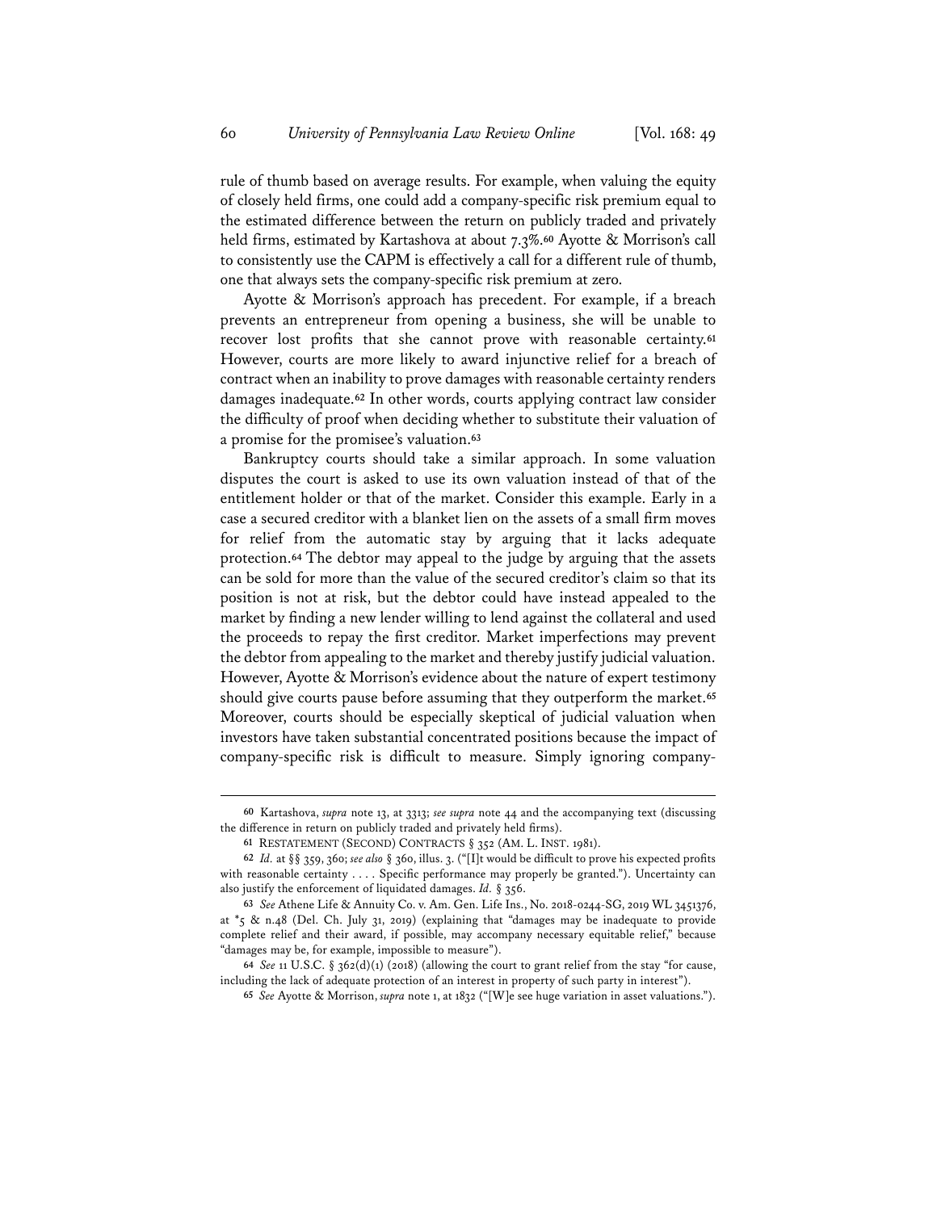rule of thumb based on average results. For example, when valuing the equity of closely held firms, one could add a company-specific risk premium equal to the estimated difference between the return on publicly traded and privately held firms, estimated by Kartashova at about 7.3%.[60] Ayotte & Morrison's call to consistently use the CAPM is effectively a call for a different rule of thumb, one that always sets the company-specific risk premium at zero.

Ayotte & Morrison's approach has precedent. For example, if a breach prevents an entrepreneur from opening a business, she will be unable to recover lost profits that she cannot prove with reasonable certainty.[61] However, courts are more likely to award injunctive relief for a breach of contract when an inability to prove damages with reasonable certainty renders damages inadequate.[62] In other words, courts applying contract law consider the difficulty of proof when deciding whether to substitute their valuation of a promise for the promisee's valuation.[63]

Bankruptcy courts should take a similar approach. In some valuation disputes the court is asked to use its own valuation instead of that of the entitlement holder or that of the market. Consider this example. Early in a case a secured creditor with a blanket lien on the assets of a small firm moves for relief from the automatic stay by arguing that it lacks adequate protection.[64] The debtor may appeal to the judge by arguing that the assets can be sold for more than the value of the secured creditor's claim so that its position is not at risk, but the debtor could have instead appealed to the market by finding a new lender willing to lend against the collateral and used the proceeds to repay the first creditor. Market imperfections may prevent the debtor from appealing to the market and thereby justify judicial valuation. However, Ayotte & Morrison's evidence about the nature of expert testimony should give courts pause before assuming that they outperform the market.[65] Moreover, courts should be especially skeptical of judicial valuation when investors have taken substantial concentrated positions because the impact of company-specific risk is difficult to measure. Simply ignoring company-

---

**60** Kartashova, *supra* note 13, at 3313; *see supra* note 44 and the accompanying text (discussing the difference in return on publicly traded and privately held firms).

**61** RESTATEMENT (SECOND) CONTRACTS § 352 (AM. L. INST. 1981).

**62** *Id.* at §§ 359, 360; *see also* § 360, illus. 3. ("[I]t would be difficult to prove his expected profits with reasonable certainty . . . . Specific performance may properly be granted."). Uncertainty can also justify the enforcement of liquidated damages. *Id.* § 356.

**63** *See* Athene Life & Annuity Co. v. Am. Gen. Life Ins., No. 2018-0244-SG, 2019 WL 3451376, at *5 & n.48 (Del. Ch. July 31, 2019) (explaining that "damages may be inadequate to provide complete relief and their award, if possible, may accompany necessary equitable relief," because "damages may be, for example, impossible to measure").

**64** *See* 11 U.S.C. § 362(d)(1) (2018) (allowing the court to grant relief from the stay "for cause, including the lack of adequate protection of an interest in property of such party in interest").

**65** *See* Ayotte & Morrison, *supra* note 1, at 1832 ("[W]e see huge variation in asset valuations.").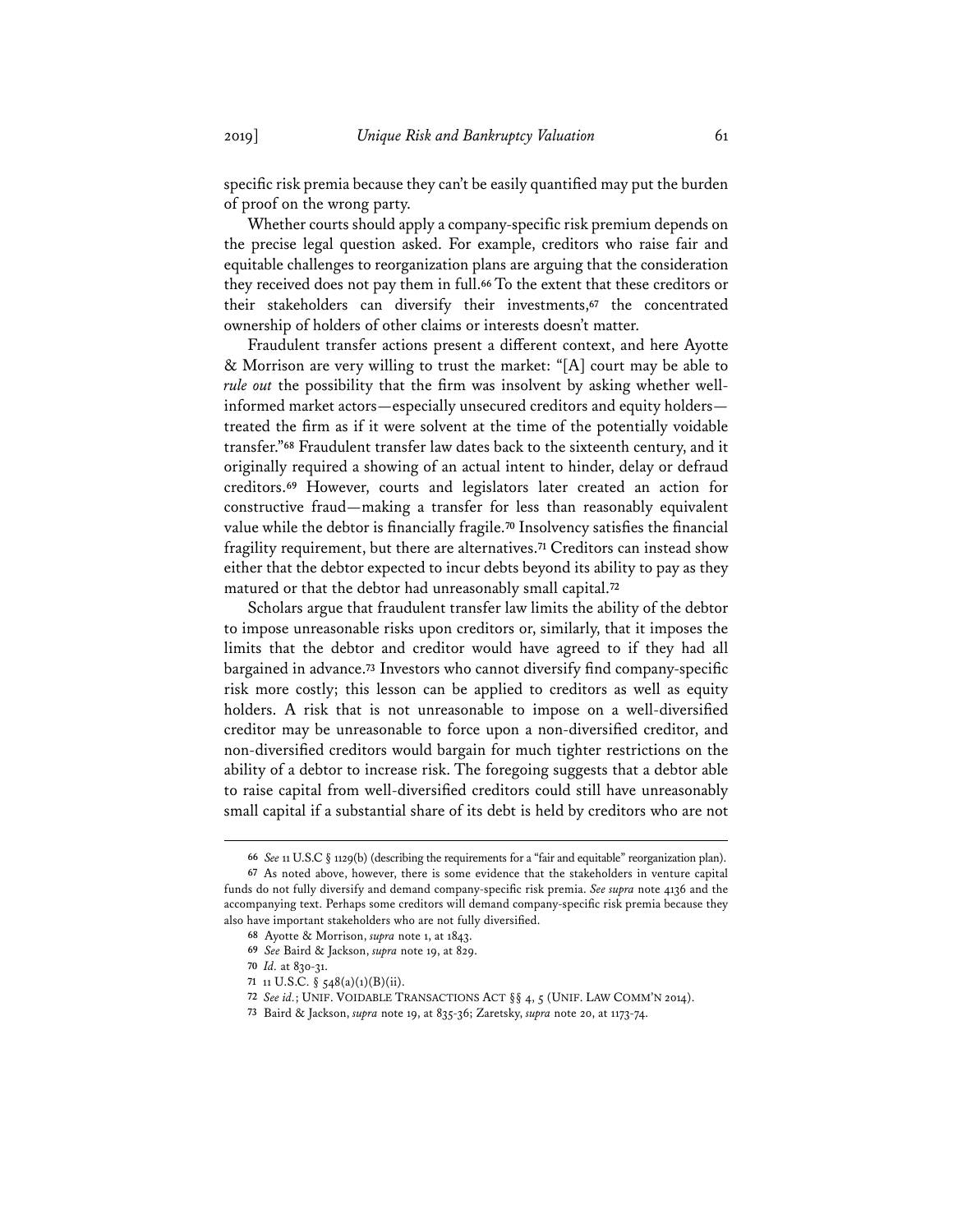specific risk premia because they can't be easily quantified may put the burden of proof on the wrong party.

Whether courts should apply a company-specific risk premium depends on the precise legal question asked. For example, creditors who raise fair and equitable challenges to reorganization plans are arguing that the consideration they received does not pay them in full.[66] To the extent that these creditors or their stakeholders can diversify their investments,[67] the concentrated ownership of holders of other claims or interests doesn't matter.

Fraudulent transfer actions present a different context, and here Ayotte & Morrison are very willing to trust the market: "[A] court may be able to *rule out* the possibility that the firm was insolvent by asking whether well-informed market actors—especially unsecured creditors and equity holders—treated the firm as if it were solvent at the time of the potentially voidable transfer."[68] Fraudulent transfer law dates back to the sixteenth century, and it originally required a showing of an actual intent to hinder, delay or defraud creditors.[69] However, courts and legislators later created an action for constructive fraud—making a transfer for less than reasonably equivalent value while the debtor is financially fragile.[70] Insolvency satisfies the financial fragility requirement, but there are alternatives.[71] Creditors can instead show either that the debtor expected to incur debts beyond its ability to pay as they matured or that the debtor had unreasonably small capital.[72]

Scholars argue that fraudulent transfer law limits the ability of the debtor to impose unreasonable risks upon creditors or, similarly, that it imposes the limits that the debtor and creditor would have agreed to if they had all bargained in advance.[73] Investors who cannot diversify find company-specific risk more costly; this lesson can be applied to creditors as well as equity holders. A risk that is not unreasonable to impose on a well-diversified creditor may be unreasonable to force upon a non-diversified creditor, and non-diversified creditors would bargain for much tighter restrictions on the ability of a debtor to increase risk. The foregoing suggests that a debtor able to raise capital from well-diversified creditors could still have unreasonably small capital if a substantial share of its debt is held by creditors who are not

---

66 *See* 11 U.S.C § 1129(b) (describing the requirements for a "fair and equitable" reorganization plan).

67 As noted above, however, there is some evidence that the stakeholders in venture capital funds do not fully diversify and demand company-specific risk premia. *See supra* note 4136 and the accompanying text. Perhaps some creditors will demand company-specific risk premia because they also have important stakeholders who are not fully diversified.

68 Ayotte & Morrison, *supra* note 1, at 1843.

69 *See* Baird & Jackson, *supra* note 19, at 829.

70 *Id.* at 830-31.

71 11 U.S.C. § 548(a)(1)(B)(ii).

72 *See id.*; UNIF. VOIDABLE TRANSACTIONS ACT §§ 4, 5 (UNIF. LAW COMM'N 2014).

73 Baird & Jackson, *supra* note 19, at 835-36; Zaretsky, *supra* note 20, at 1173-74.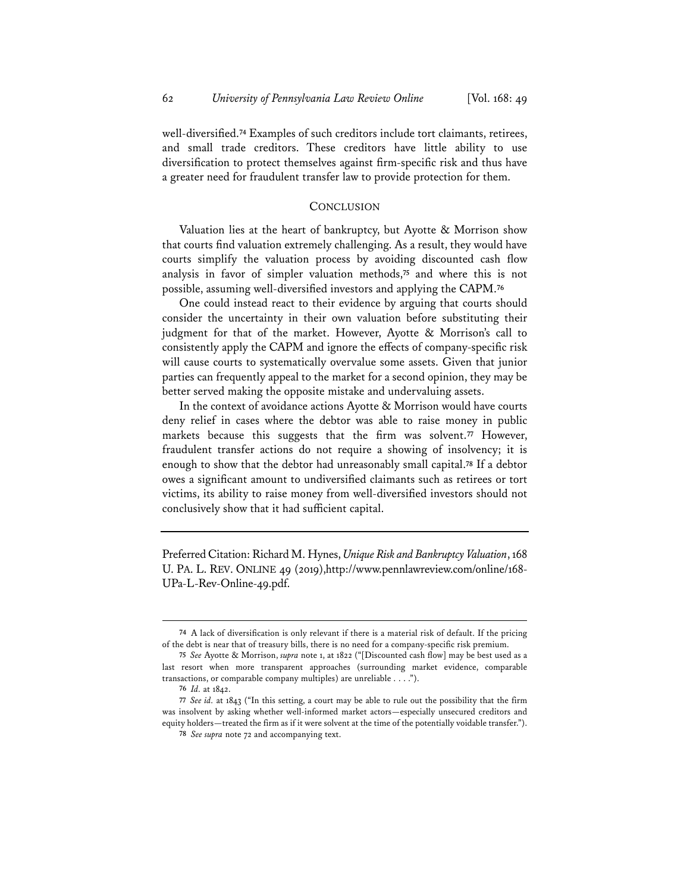well-diversified.[74] Examples of such creditors include tort claimants, retirees, and small trade creditors. These creditors have little ability to use diversification to protect themselves against firm-specific risk and thus have a greater need for fraudulent transfer law to provide protection for them.

## CONCLUSION

Valuation lies at the heart of bankruptcy, but Ayotte & Morrison show that courts find valuation extremely challenging. As a result, they would have courts simplify the valuation process by avoiding discounted cash flow analysis in favor of simpler valuation methods,[75] and where this is not possible, assuming well-diversified investors and applying the CAPM.[76]

One could instead react to their evidence by arguing that courts should consider the uncertainty in their own valuation before substituting their judgment for that of the market. However, Ayotte & Morrison's call to consistently apply the CAPM and ignore the effects of company-specific risk will cause courts to systematically overvalue some assets. Given that junior parties can frequently appeal to the market for a second opinion, they may be better served making the opposite mistake and undervaluing assets.

In the context of avoidance actions Ayotte & Morrison would have courts deny relief in cases where the debtor was able to raise money in public markets because this suggests that the firm was solvent.[77] However, fraudulent transfer actions do not require a showing of insolvency; it is enough to show that the debtor had unreasonably small capital.[78] If a debtor owes a significant amount to undiversified claimants such as retirees or tort victims, its ability to raise money from well-diversified investors should not conclusively show that it had sufficient capital.

---

Preferred Citation: Richard M. Hynes, *Unique Risk and Bankruptcy Valuation*, 168 U. PA. L. REV. ONLINE 49 (2019),http://www.pennlawreview.com/online/168-UPa-L-Rev-Online-49.pdf.

---

[74] A lack of diversification is only relevant if there is a material risk of default. If the pricing of the debt is near that of treasury bills, there is no need for a company-specific risk premium.

[75] *See* Ayotte & Morrison, *supra* note 1, at 1822 ("[Discounted cash flow] may be best used as a last resort when more transparent approaches (surrounding market evidence, comparable transactions, or comparable company multiples) are unreliable . . . .").

[76] *Id.* at 1842.

[77] *See id.* at 1843 ("In this setting, a court may be able to rule out the possibility that the firm was insolvent by asking whether well-informed market actors—especially unsecured creditors and equity holders—treated the firm as if it were solvent at the time of the potentially voidable transfer.").

[78] *See supra* note 72 and accompanying text.